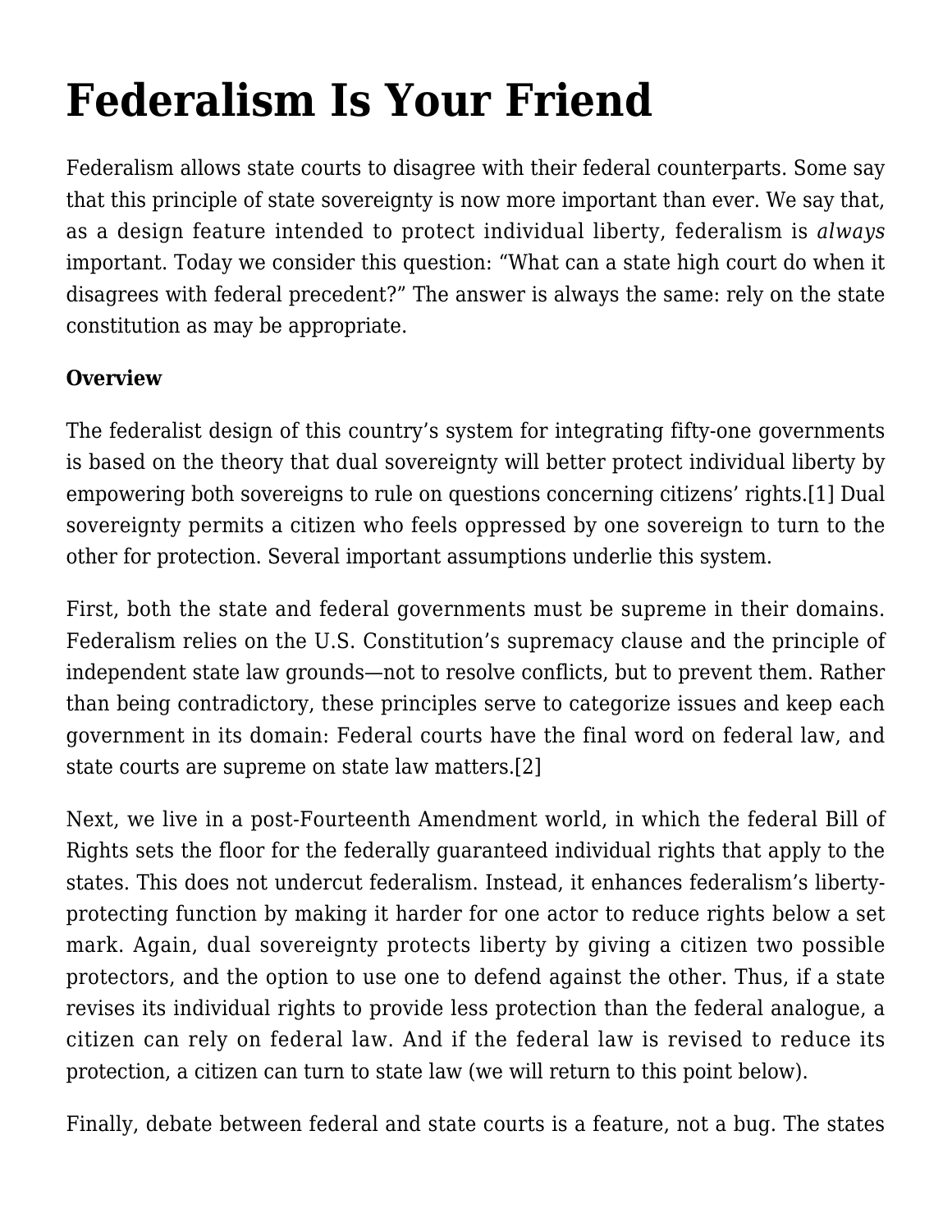# Federalism Is Your Friend

Federalism allows state courts to disagree with their federal counterparts. Some say that this principle of state sovereignty is now more important than ever. We say that, as a design feature intended to protect individual liberty, federalism is *always* important. Today we consider this question: "What can a state high court do when it disagrees with federal precedent?" The answer is always the same: rely on the state constitution as may be appropriate.

**Overview**

The federalist design of this country's system for integrating fifty-one governments is based on the theory that dual sovereignty will better protect individual liberty by empowering both sovereigns to rule on questions concerning citizens' rights.[1] Dual sovereignty permits a citizen who feels oppressed by one sovereign to turn to the other for protection. Several important assumptions underlie this system.

First, both the state and federal governments must be supreme in their domains. Federalism relies on the U.S. Constitution's supremacy clause and the principle of independent state law grounds—not to resolve conflicts, but to prevent them. Rather than being contradictory, these principles serve to categorize issues and keep each government in its domain: Federal courts have the final word on federal law, and state courts are supreme on state law matters.[2]

Next, we live in a post-Fourteenth Amendment world, in which the federal Bill of Rights sets the floor for the federally guaranteed individual rights that apply to the states. This does not undercut federalism. Instead, it enhances federalism's liberty-protecting function by making it harder for one actor to reduce rights below a set mark. Again, dual sovereignty protects liberty by giving a citizen two possible protectors, and the option to use one to defend against the other. Thus, if a state revises its individual rights to provide less protection than the federal analogue, a citizen can rely on federal law. And if the federal law is revised to reduce its protection, a citizen can turn to state law (we will return to this point below).

Finally, debate between federal and state courts is a feature, not a bug. The states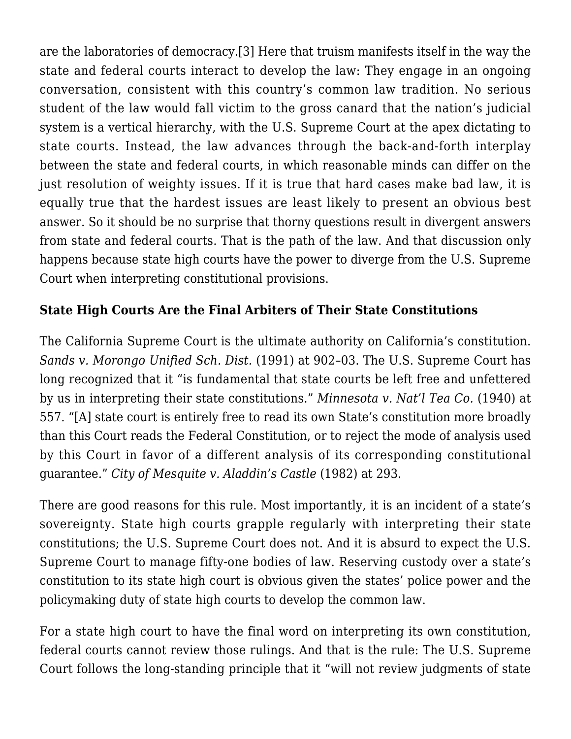are the laboratories of democracy.[3] Here that truism manifests itself in the way the state and federal courts interact to develop the law: They engage in an ongoing conversation, consistent with this country's common law tradition. No serious student of the law would fall victim to the gross canard that the nation's judicial system is a vertical hierarchy, with the U.S. Supreme Court at the apex dictating to state courts. Instead, the law advances through the back-and-forth interplay between the state and federal courts, in which reasonable minds can differ on the just resolution of weighty issues. If it is true that hard cases make bad law, it is equally true that the hardest issues are least likely to present an obvious best answer. So it should be no surprise that thorny questions result in divergent answers from state and federal courts. That is the path of the law. And that discussion only happens because state high courts have the power to diverge from the U.S. Supreme Court when interpreting constitutional provisions.

**State High Courts Are the Final Arbiters of Their State Constitutions**

The California Supreme Court is the ultimate authority on California's constitution. *Sands v. Morongo Unified Sch. Dist.* (1991) at 902–03. The U.S. Supreme Court has long recognized that it "is fundamental that state courts be left free and unfettered by us in interpreting their state constitutions." *Minnesota v. Nat'l Tea Co.* (1940) at 557. "[A] state court is entirely free to read its own State's constitution more broadly than this Court reads the Federal Constitution, or to reject the mode of analysis used by this Court in favor of a different analysis of its corresponding constitutional guarantee." *City of Mesquite v. Aladdin's Castle* (1982) at 293.

There are good reasons for this rule. Most importantly, it is an incident of a state's sovereignty. State high courts grapple regularly with interpreting their state constitutions; the U.S. Supreme Court does not. And it is absurd to expect the U.S. Supreme Court to manage fifty-one bodies of law. Reserving custody over a state's constitution to its state high court is obvious given the states' police power and the policymaking duty of state high courts to develop the common law.

For a state high court to have the final word on interpreting its own constitution, federal courts cannot review those rulings. And that is the rule: The U.S. Supreme Court follows the long-standing principle that it "will not review judgments of state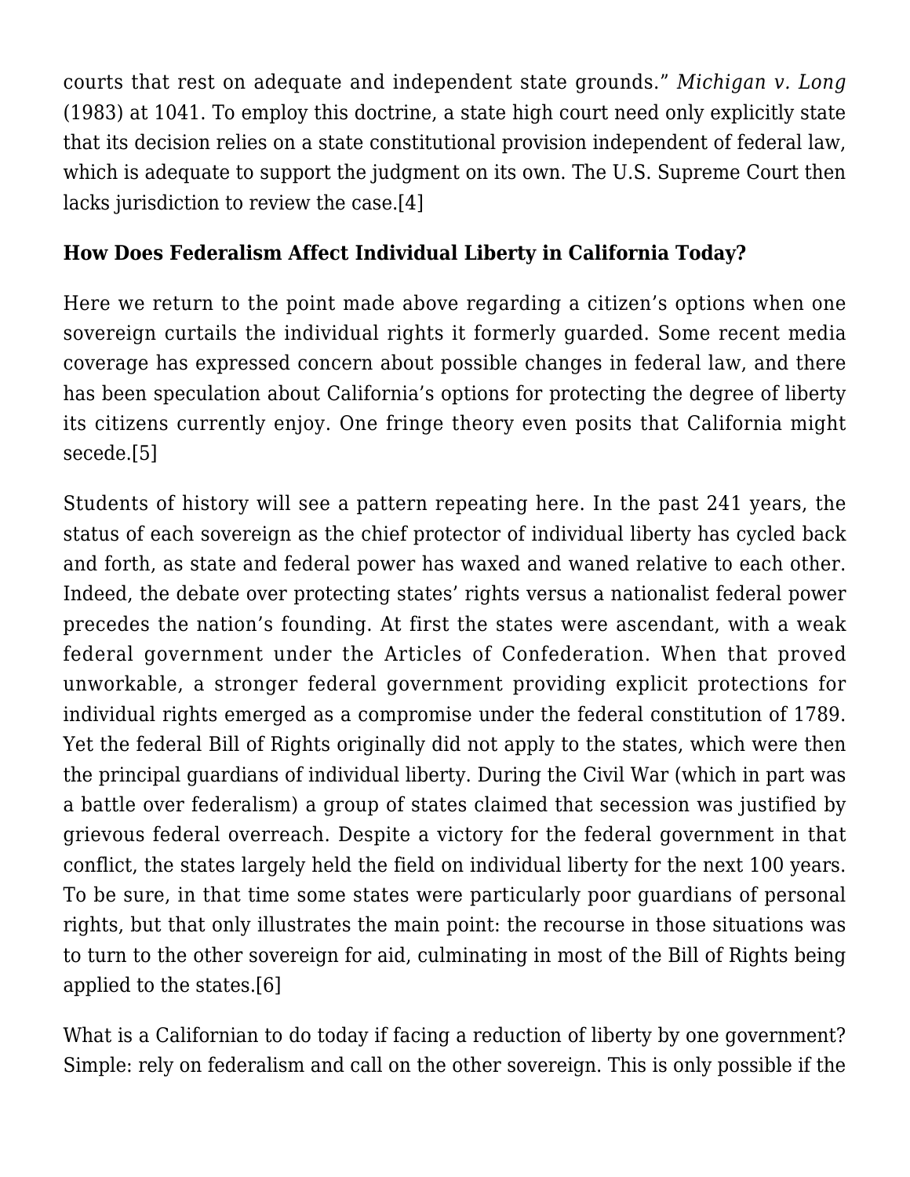courts that rest on adequate and independent state grounds." *Michigan v. Long* (1983) at 1041. To employ this doctrine, a state high court need only explicitly state that its decision relies on a state constitutional provision independent of federal law, which is adequate to support the judgment on its own. The U.S. Supreme Court then lacks jurisdiction to review the case.[4]

**How Does Federalism Affect Individual Liberty in California Today?**

Here we return to the point made above regarding a citizen's options when one sovereign curtails the individual rights it formerly guarded. Some recent media coverage has expressed concern about possible changes in federal law, and there has been speculation about California's options for protecting the degree of liberty its citizens currently enjoy. One fringe theory even posits that California might secede.[5]

Students of history will see a pattern repeating here. In the past 241 years, the status of each sovereign as the chief protector of individual liberty has cycled back and forth, as state and federal power has waxed and waned relative to each other. Indeed, the debate over protecting states' rights versus a nationalist federal power precedes the nation's founding. At first the states were ascendant, with a weak federal government under the Articles of Confederation. When that proved unworkable, a stronger federal government providing explicit protections for individual rights emerged as a compromise under the federal constitution of 1789. Yet the federal Bill of Rights originally did not apply to the states, which were then the principal guardians of individual liberty. During the Civil War (which in part was a battle over federalism) a group of states claimed that secession was justified by grievous federal overreach. Despite a victory for the federal government in that conflict, the states largely held the field on individual liberty for the next 100 years. To be sure, in that time some states were particularly poor guardians of personal rights, but that only illustrates the main point: the recourse in those situations was to turn to the other sovereign for aid, culminating in most of the Bill of Rights being applied to the states.[6]

What is a Californian to do today if facing a reduction of liberty by one government? Simple: rely on federalism and call on the other sovereign. This is only possible if the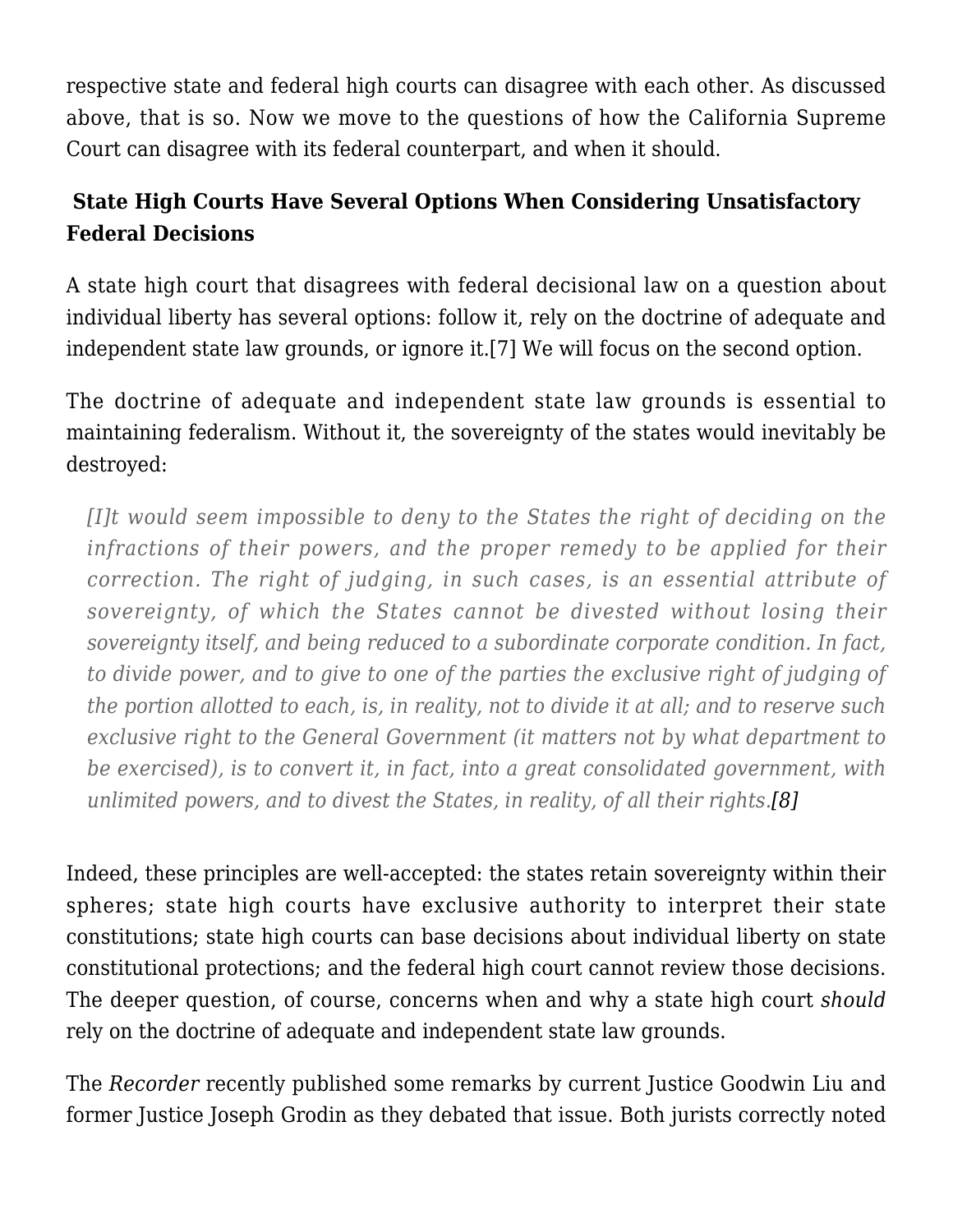respective state and federal high courts can disagree with each other. As discussed above, that is so. Now we move to the questions of how the California Supreme Court can disagree with its federal counterpart, and when it should.

## State High Courts Have Several Options When Considering Unsatisfactory Federal Decisions

A state high court that disagrees with federal decisional law on a question about individual liberty has several options: follow it, rely on the doctrine of adequate and independent state law grounds, or ignore it.[7] We will focus on the second option.

The doctrine of adequate and independent state law grounds is essential to maintaining federalism. Without it, the sovereignty of the states would inevitably be destroyed:

> *[I]t would seem impossible to deny to the States the right of deciding on the infractions of their powers, and the proper remedy to be applied for their correction. The right of judging, in such cases, is an essential attribute of sovereignty, of which the States cannot be divested without losing their sovereignty itself, and being reduced to a subordinate corporate condition. In fact, to divide power, and to give to one of the parties the exclusive right of judging of the portion allotted to each, is, in reality, not to divide it at all; and to reserve such exclusive right to the General Government (it matters not by what department to be exercised), is to convert it, in fact, into a great consolidated government, with unlimited powers, and to divest the States, in reality, of all their rights.*[8]

Indeed, these principles are well-accepted: the states retain sovereignty within their spheres; state high courts have exclusive authority to interpret their state constitutions; state high courts can base decisions about individual liberty on state constitutional protections; and the federal high court cannot review those decisions. The deeper question, of course, concerns when and why a state high court *should* rely on the doctrine of adequate and independent state law grounds.

The *Recorder* recently published some remarks by current Justice Goodwin Liu and former Justice Joseph Grodin as they debated that issue. Both jurists correctly noted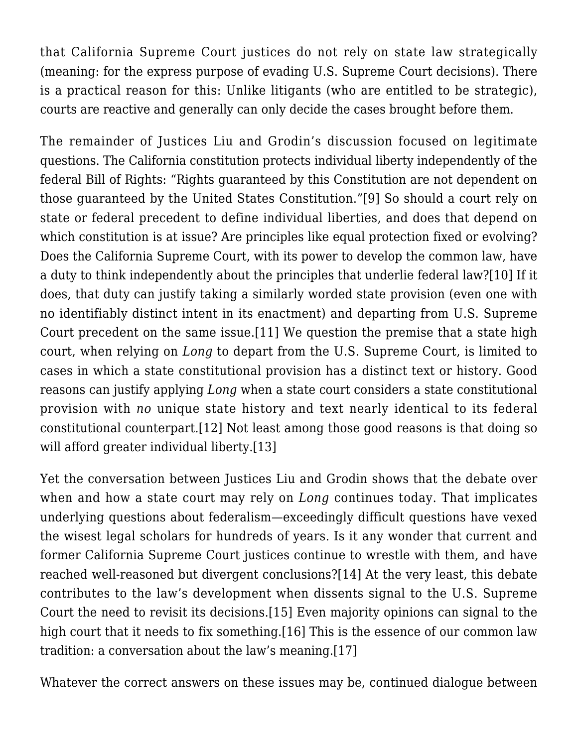that California Supreme Court justices do not rely on state law strategically (meaning: for the express purpose of evading U.S. Supreme Court decisions). There is a practical reason for this: Unlike litigants (who are entitled to be strategic), courts are reactive and generally can only decide the cases brought before them.

The remainder of Justices Liu and Grodin's discussion focused on legitimate questions. The California constitution protects individual liberty independently of the federal Bill of Rights: "Rights guaranteed by this Constitution are not dependent on those guaranteed by the United States Constitution."[9] So should a court rely on state or federal precedent to define individual liberties, and does that depend on which constitution is at issue? Are principles like equal protection fixed or evolving? Does the California Supreme Court, with its power to develop the common law, have a duty to think independently about the principles that underlie federal law?[10] If it does, that duty can justify taking a similarly worded state provision (even one with no identifiably distinct intent in its enactment) and departing from U.S. Supreme Court precedent on the same issue.[11] We question the premise that a state high court, when relying on *Long* to depart from the U.S. Supreme Court, is limited to cases in which a state constitutional provision has a distinct text or history. Good reasons can justify applying *Long* when a state court considers a state constitutional provision with *no* unique state history and text nearly identical to its federal constitutional counterpart.[12] Not least among those good reasons is that doing so will afford greater individual liberty.[13]

Yet the conversation between Justices Liu and Grodin shows that the debate over when and how a state court may rely on *Long* continues today. That implicates underlying questions about federalism—exceedingly difficult questions have vexed the wisest legal scholars for hundreds of years. Is it any wonder that current and former California Supreme Court justices continue to wrestle with them, and have reached well-reasoned but divergent conclusions?[14] At the very least, this debate contributes to the law's development when dissents signal to the U.S. Supreme Court the need to revisit its decisions.[15] Even majority opinions can signal to the high court that it needs to fix something.[16] This is the essence of our common law tradition: a conversation about the law's meaning.[17]

Whatever the correct answers on these issues may be, continued dialogue between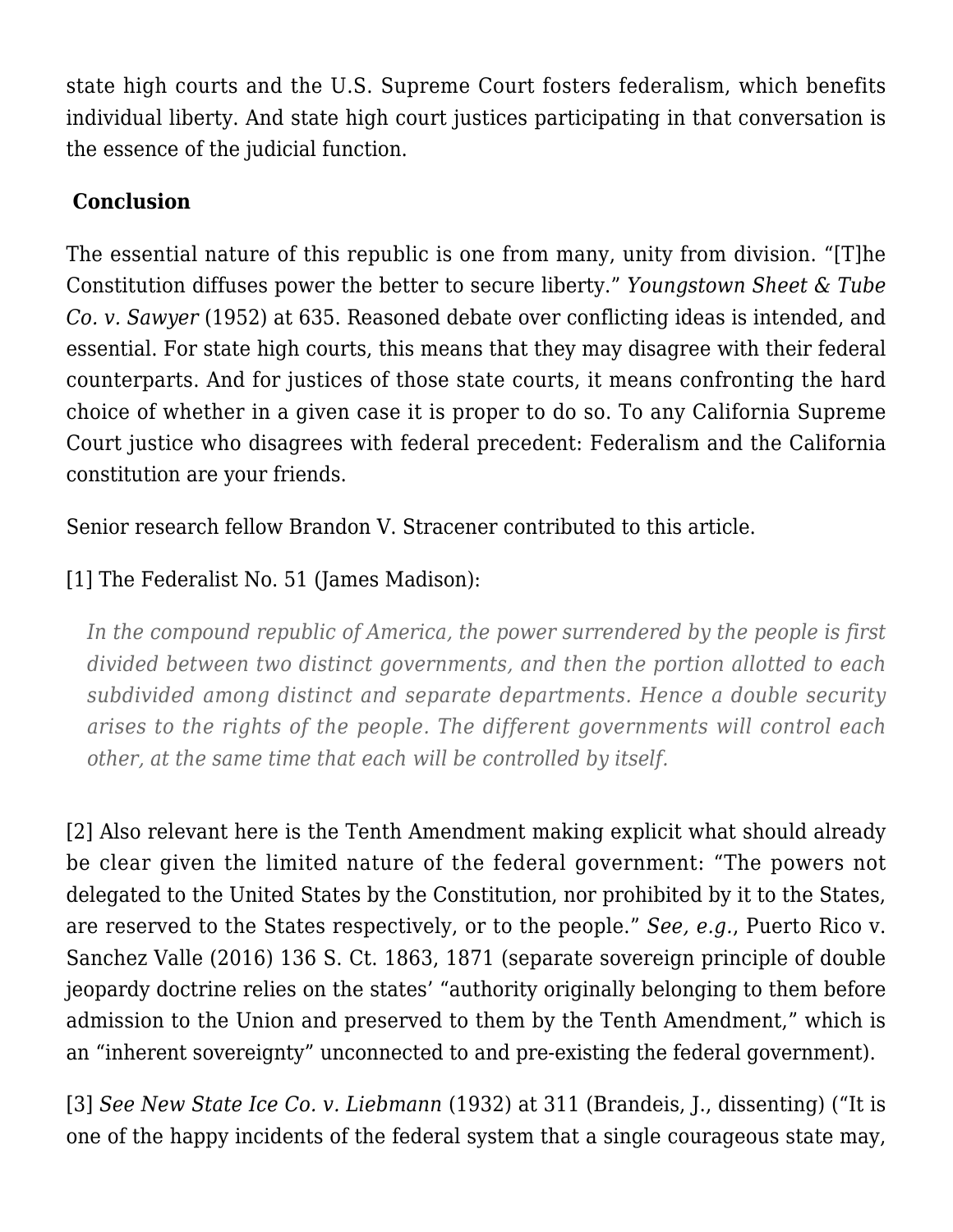state high courts and the U.S. Supreme Court fosters federalism, which benefits individual liberty. And state high court justices participating in that conversation is the essence of the judicial function.

## Conclusion

The essential nature of this republic is one from many, unity from division. "[T]he Constitution diffuses power the better to secure liberty." *Youngstown Sheet & Tube Co. v. Sawyer* (1952) at 635. Reasoned debate over conflicting ideas is intended, and essential. For state high courts, this means that they may disagree with their federal counterparts. And for justices of those state courts, it means confronting the hard choice of whether in a given case it is proper to do so. To any California Supreme Court justice who disagrees with federal precedent: Federalism and the California constitution are your friends.

Senior research fellow Brandon V. Stracener contributed to this article.

[1] The Federalist No. 51 (James Madison):

> *In the compound republic of America, the power surrendered by the people is first divided between two distinct governments, and then the portion allotted to each subdivided among distinct and separate departments. Hence a double security arises to the rights of the people. The different governments will control each other, at the same time that each will be controlled by itself.*

[2] Also relevant here is the Tenth Amendment making explicit what should already be clear given the limited nature of the federal government: "The powers not delegated to the United States by the Constitution, nor prohibited by it to the States, are reserved to the States respectively, or to the people." *See, e.g.*, Puerto Rico v. Sanchez Valle (2016) 136 S. Ct. 1863, 1871 (separate sovereign principle of double jeopardy doctrine relies on the states' "authority originally belonging to them before admission to the Union and preserved to them by the Tenth Amendment," which is an "inherent sovereignty" unconnected to and pre-existing the federal government).

[3] *See New State Ice Co. v. Liebmann* (1932) at 311 (Brandeis, J., dissenting) ("It is one of the happy incidents of the federal system that a single courageous state may,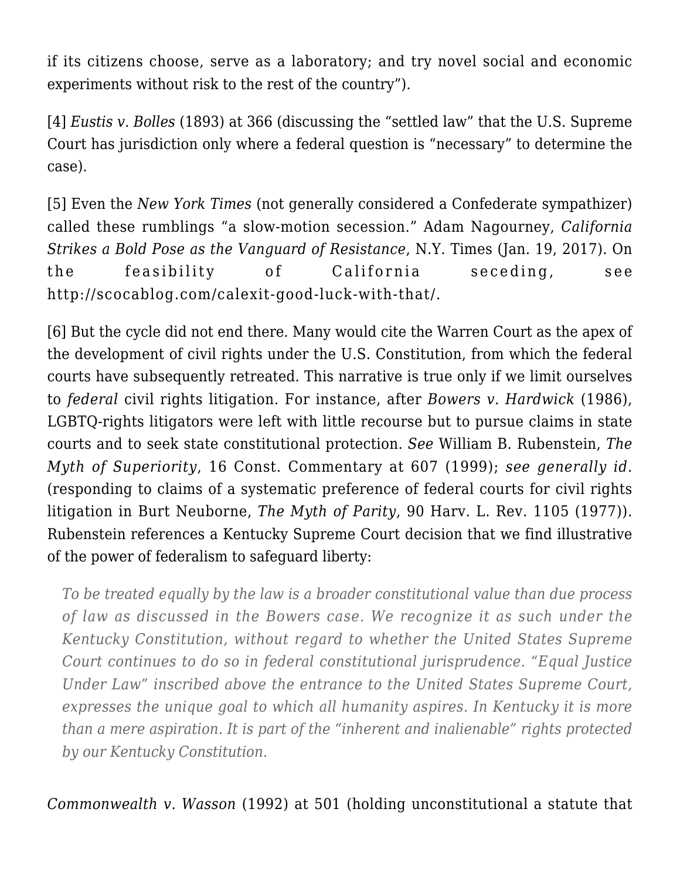if its citizens choose, serve as a laboratory; and try novel social and economic experiments without risk to the rest of the country").

[4] *Eustis v. Bolles* (1893) at 366 (discussing the "settled law" that the U.S. Supreme Court has jurisdiction only where a federal question is "necessary" to determine the case).

[5] Even the *New York Times* (not generally considered a Confederate sympathizer) called these rumblings "a slow-motion secession." Adam Nagourney, *California Strikes a Bold Pose as the Vanguard of Resistance*, N.Y. Times (Jan. 19, 2017). On the feasibility of California seceding, see http://scocablog.com/calexit-good-luck-with-that/.

[6] But the cycle did not end there. Many would cite the Warren Court as the apex of the development of civil rights under the U.S. Constitution, from which the federal courts have subsequently retreated. This narrative is true only if we limit ourselves to *federal* civil rights litigation. For instance, after *Bowers v. Hardwick* (1986), LGBTQ-rights litigators were left with little recourse but to pursue claims in state courts and to seek state constitutional protection. *See* William B. Rubenstein, *The Myth of Superiority*, 16 Const. Commentary at 607 (1999); *see generally id.* (responding to claims of a systematic preference of federal courts for civil rights litigation in Burt Neuborne, *The Myth of Parity*, 90 Harv. L. Rev. 1105 (1977)). Rubenstein references a Kentucky Supreme Court decision that we find illustrative of the power of federalism to safeguard liberty:

> *To be treated equally by the law is a broader constitutional value than due process of law as discussed in the Bowers case. We recognize it as such under the Kentucky Constitution, without regard to whether the United States Supreme Court continues to do so in federal constitutional jurisprudence. "Equal Justice Under Law" inscribed above the entrance to the United States Supreme Court, expresses the unique goal to which all humanity aspires. In Kentucky it is more than a mere aspiration. It is part of the "inherent and inalienable" rights protected by our Kentucky Constitution.*

*Commonwealth v. Wasson* (1992) at 501 (holding unconstitutional a statute that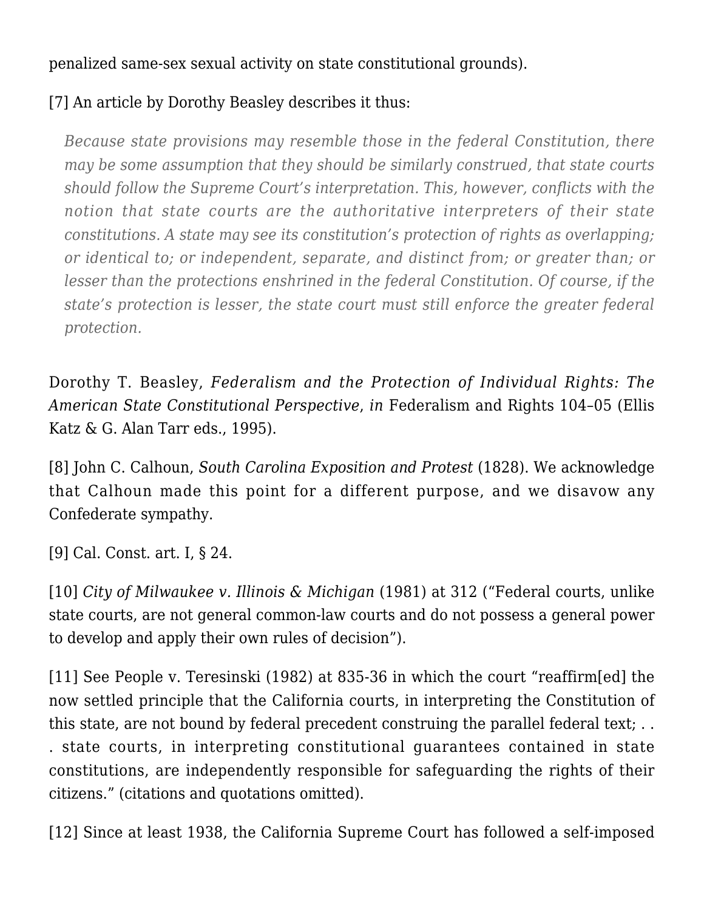penalized same-sex sexual activity on state constitutional grounds).

[7] An article by Dorothy Beasley describes it thus:

> *Because state provisions may resemble those in the federal Constitution, there may be some assumption that they should be similarly construed, that state courts should follow the Supreme Court's interpretation. This, however, conflicts with the notion that state courts are the authoritative interpreters of their state constitutions. A state may see its constitution's protection of rights as overlapping; or identical to; or independent, separate, and distinct from; or greater than; or lesser than the protections enshrined in the federal Constitution. Of course, if the state's protection is lesser, the state court must still enforce the greater federal protection.*

Dorothy T. Beasley, *Federalism and the Protection of Individual Rights: The American State Constitutional Perspective*, *in* Federalism and Rights 104–05 (Ellis Katz & G. Alan Tarr eds., 1995).

[8] John C. Calhoun, *South Carolina Exposition and Protest* (1828). We acknowledge that Calhoun made this point for a different purpose, and we disavow any Confederate sympathy.

[9] Cal. Const. art. I, § 24.

[10] *City of Milwaukee v. Illinois & Michigan* (1981) at 312 ("Federal courts, unlike state courts, are not general common-law courts and do not possess a general power to develop and apply their own rules of decision").

[11] See People v. Teresinski (1982) at 835-36 in which the court "reaffirm[ed] the now settled principle that the California courts, in interpreting the Constitution of this state, are not bound by federal precedent construing the parallel federal text; . . . state courts, in interpreting constitutional guarantees contained in state constitutions, are independently responsible for safeguarding the rights of their citizens." (citations and quotations omitted).

[12] Since at least 1938, the California Supreme Court has followed a self-imposed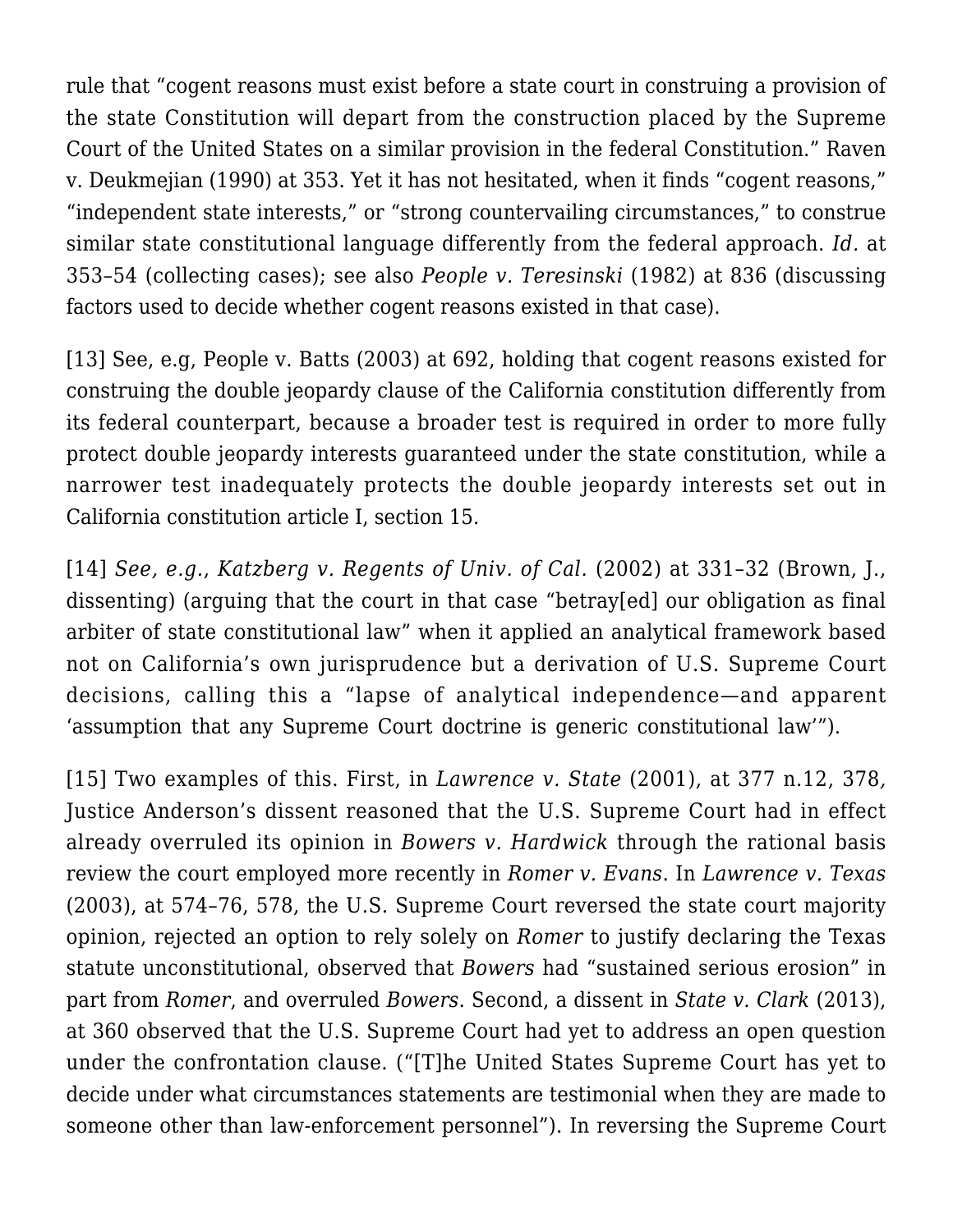rule that "cogent reasons must exist before a state court in construing a provision of the state Constitution will depart from the construction placed by the Supreme Court of the United States on a similar provision in the federal Constitution." Raven v. Deukmejian (1990) at 353. Yet it has not hesitated, when it finds "cogent reasons," "independent state interests," or "strong countervailing circumstances," to construe similar state constitutional language differently from the federal approach. *Id.* at 353–54 (collecting cases); see also *People v. Teresinski* (1982) at 836 (discussing factors used to decide whether cogent reasons existed in that case).

[13] See, e.g, People v. Batts (2003) at 692, holding that cogent reasons existed for construing the double jeopardy clause of the California constitution differently from its federal counterpart, because a broader test is required in order to more fully protect double jeopardy interests guaranteed under the state constitution, while a narrower test inadequately protects the double jeopardy interests set out in California constitution article I, section 15.

[14] *See, e.g., Katzberg v. Regents of Univ. of Cal.* (2002) at 331–32 (Brown, J., dissenting) (arguing that the court in that case "betray[ed] our obligation as final arbiter of state constitutional law" when it applied an analytical framework based not on California's own jurisprudence but a derivation of U.S. Supreme Court decisions, calling this a "lapse of analytical independence—and apparent 'assumption that any Supreme Court doctrine is generic constitutional law'").

[15] Two examples of this. First, in *Lawrence v. State* (2001), at 377 n.12, 378, Justice Anderson's dissent reasoned that the U.S. Supreme Court had in effect already overruled its opinion in *Bowers v. Hardwick* through the rational basis review the court employed more recently in *Romer v. Evans*. In *Lawrence v. Texas* (2003), at 574–76, 578, the U.S. Supreme Court reversed the state court majority opinion, rejected an option to rely solely on *Romer* to justify declaring the Texas statute unconstitutional, observed that *Bowers* had "sustained serious erosion" in part from *Romer*, and overruled *Bowers*. Second, a dissent in *State v. Clark* (2013), at 360 observed that the U.S. Supreme Court had yet to address an open question under the confrontation clause. ("[T]he United States Supreme Court has yet to decide under what circumstances statements are testimonial when they are made to someone other than law-enforcement personnel"). In reversing the Supreme Court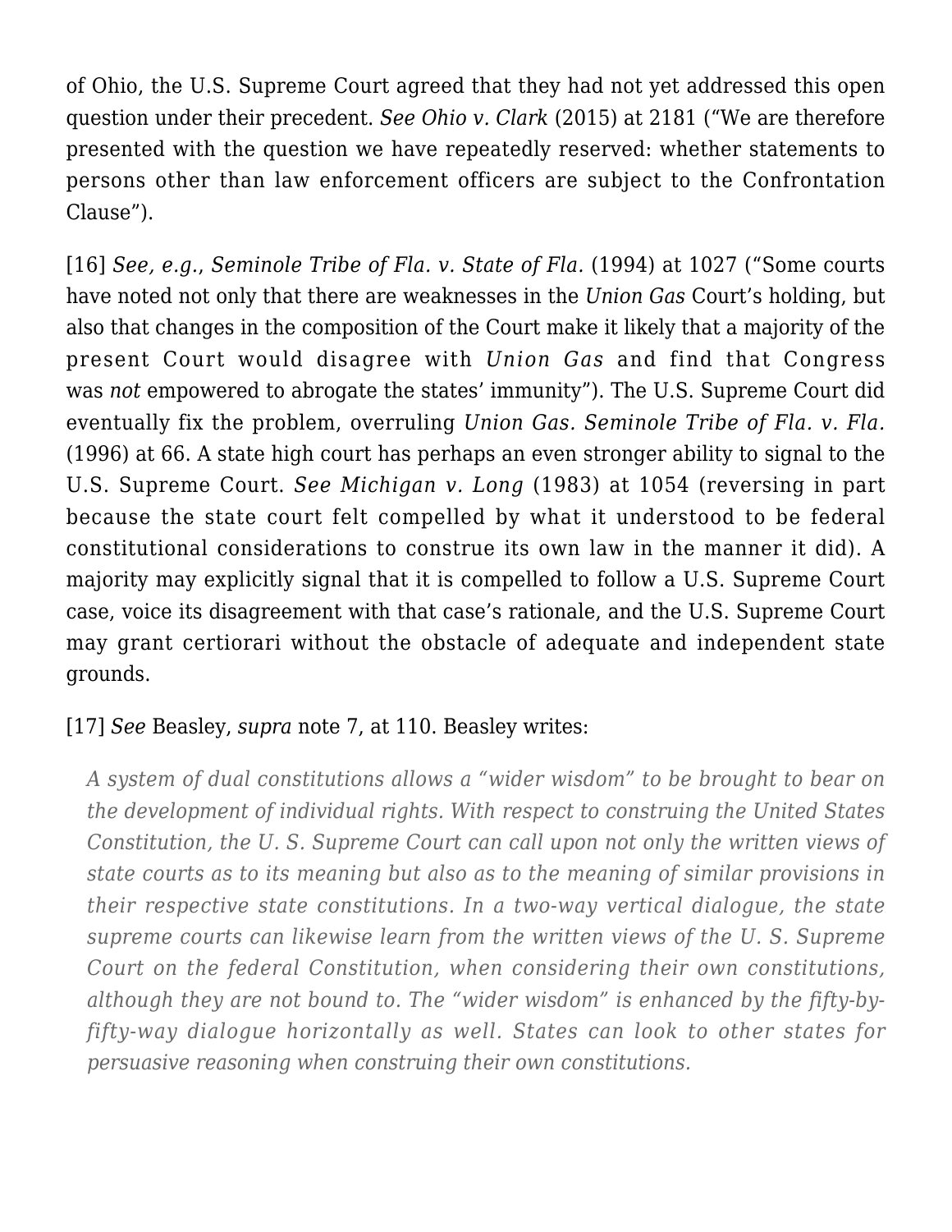of Ohio, the U.S. Supreme Court agreed that they had not yet addressed this open question under their precedent. *See Ohio v. Clark* (2015) at 2181 ("We are therefore presented with the question we have repeatedly reserved: whether statements to persons other than law enforcement officers are subject to the Confrontation Clause").

[16] *See, e.g.*, *Seminole Tribe of Fla. v. State of Fla.* (1994) at 1027 ("Some courts have noted not only that there are weaknesses in the *Union Gas* Court's holding, but also that changes in the composition of the Court make it likely that a majority of the present Court would disagree with *Union Gas* and find that Congress was *not* empowered to abrogate the states' immunity"). The U.S. Supreme Court did eventually fix the problem, overruling *Union Gas. Seminole Tribe of Fla. v. Fla.* (1996) at 66. A state high court has perhaps an even stronger ability to signal to the U.S. Supreme Court. *See Michigan v. Long* (1983) at 1054 (reversing in part because the state court felt compelled by what it understood to be federal constitutional considerations to construe its own law in the manner it did). A majority may explicitly signal that it is compelled to follow a U.S. Supreme Court case, voice its disagreement with that case's rationale, and the U.S. Supreme Court may grant certiorari without the obstacle of adequate and independent state grounds.

[17] *See* Beasley, *supra* note 7, at 110. Beasley writes:

> *A system of dual constitutions allows a "wider wisdom" to be brought to bear on the development of individual rights. With respect to construing the United States Constitution, the U. S. Supreme Court can call upon not only the written views of state courts as to its meaning but also as to the meaning of similar provisions in their respective state constitutions. In a two-way vertical dialogue, the state supreme courts can likewise learn from the written views of the U. S. Supreme Court on the federal Constitution, when considering their own constitutions, although they are not bound to. The "wider wisdom" is enhanced by the fifty-by-fifty-way dialogue horizontally as well. States can look to other states for persuasive reasoning when construing their own constitutions.*